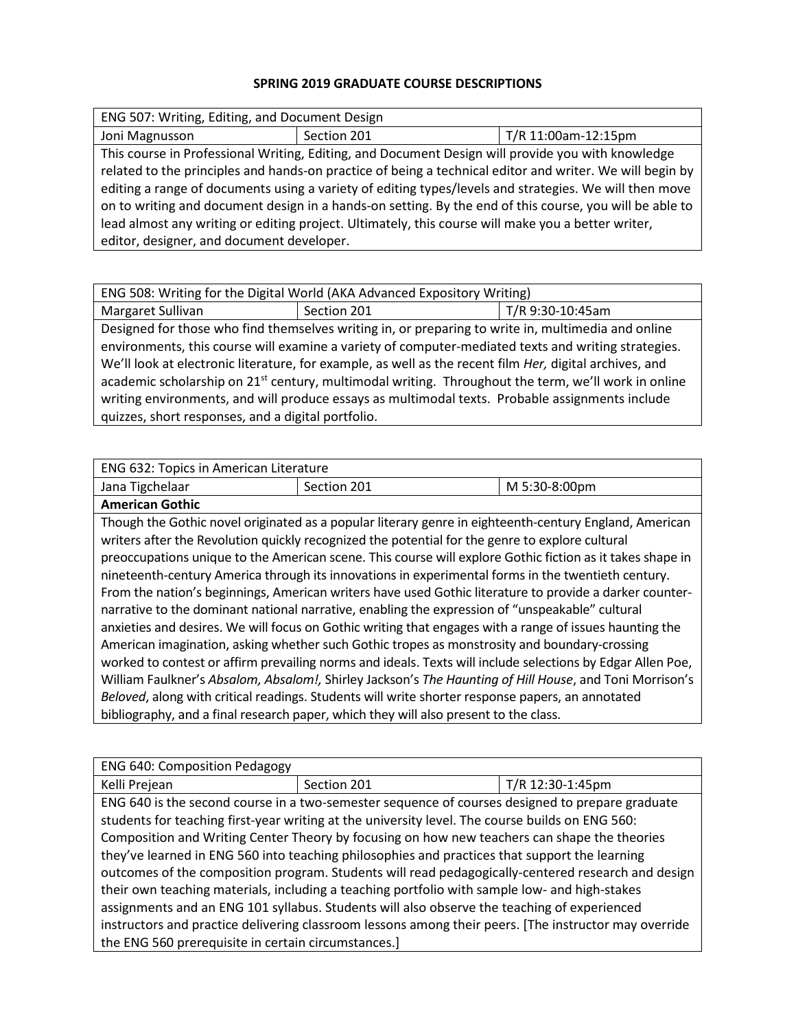# SPRING 2019 GRADUATE COURSE DESCRIPTIONS

| ENG 507: Writing, Editing, and Document Design | | |
|---|---|---|
| Joni Magnusson | Section 201 | T/R 11:00am-12:15pm |

This course in Professional Writing, Editing, and Document Design will provide you with knowledge related to the principles and hands-on practice of being a technical editor and writer. We will begin by editing a range of documents using a variety of editing types/levels and strategies. We will then move on to writing and document design in a hands-on setting. By the end of this course, you will be able to lead almost any writing or editing project. Ultimately, this course will make you a better writer, editor, designer, and document developer.

| ENG 508: Writing for the Digital World (AKA Advanced Expository Writing) | | |
|---|---|---|
| Margaret Sullivan | Section 201 | T/R 9:30-10:45am |

Designed for those who find themselves writing in, or preparing to write in, multimedia and online environments, this course will examine a variety of computer-mediated texts and writing strategies. We'll look at electronic literature, for example, as well as the recent film *Her,* digital archives, and academic scholarship on 21st century, multimodal writing. Throughout the term, we'll work in online writing environments, and will produce essays as multimodal texts. Probable assignments include quizzes, short responses, and a digital portfolio.

| ENG 632: Topics in American Literature | | |
|---|---|---|
| Jana Tigchelaar | Section 201 | M 5:30-8:00pm |

**American Gothic**

Though the Gothic novel originated as a popular literary genre in eighteenth-century England, American writers after the Revolution quickly recognized the potential for the genre to explore cultural preoccupations unique to the American scene. This course will explore Gothic fiction as it takes shape in nineteenth-century America through its innovations in experimental forms in the twentieth century. From the nation's beginnings, American writers have used Gothic literature to provide a darker counter-narrative to the dominant national narrative, enabling the expression of "unspeakable" cultural anxieties and desires. We will focus on Gothic writing that engages with a range of issues haunting the American imagination, asking whether such Gothic tropes as monstrosity and boundary-crossing worked to contest or affirm prevailing norms and ideals. Texts will include selections by Edgar Allen Poe, William Faulkner's *Absalom, Absalom!,* Shirley Jackson's *The Haunting of Hill House*, and Toni Morrison's *Beloved*, along with critical readings. Students will write shorter response papers, an annotated bibliography, and a final research paper, which they will also present to the class.

| ENG 640: Composition Pedagogy | | |
|---|---|---|
| Kelli Prejean | Section 201 | T/R 12:30-1:45pm |

ENG 640 is the second course in a two-semester sequence of courses designed to prepare graduate students for teaching first-year writing at the university level. The course builds on ENG 560: Composition and Writing Center Theory by focusing on how new teachers can shape the theories they've learned in ENG 560 into teaching philosophies and practices that support the learning outcomes of the composition program. Students will read pedagogically-centered research and design their own teaching materials, including a teaching portfolio with sample low- and high-stakes assignments and an ENG 101 syllabus. Students will also observe the teaching of experienced instructors and practice delivering classroom lessons among their peers. [The instructor may override the ENG 560 prerequisite in certain circumstances.]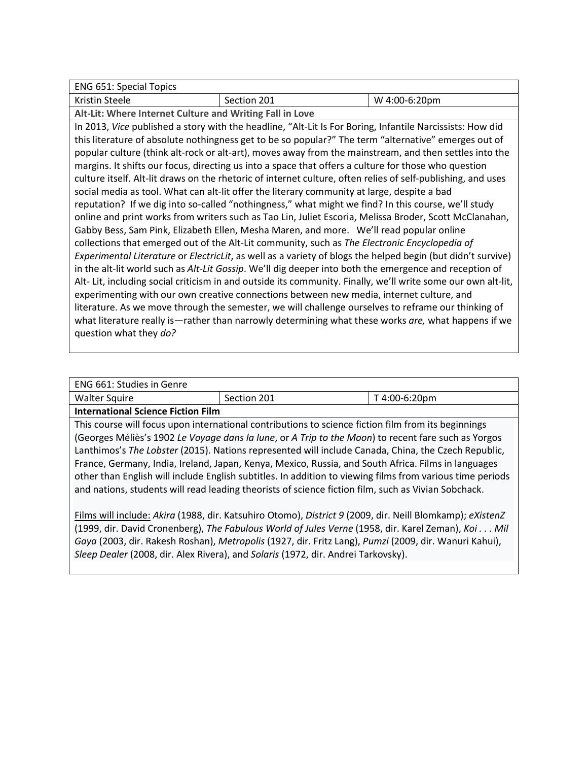| ENG 651: Special Topics | | |
| --- | --- | --- |
| Kristin Steele | Section 201 | W 4:00-6:20pm |

**Alt-Lit: Where Internet Culture and Writing Fall in Love**

In 2013, *Vice* published a story with the headline, "Alt-Lit Is For Boring, Infantile Narcissists: How did this literature of absolute nothingness get to be so popular?" The term "alternative" emerges out of popular culture (think alt-rock or alt-art), moves away from the mainstream, and then settles into the margins. It shifts our focus, directing us into a space that offers a culture for those who question culture itself. Alt-lit draws on the rhetoric of internet culture, often relies of self-publishing, and uses social media as tool. What can alt-lit offer the literary community at large, despite a bad reputation? If we dig into so-called "nothingness," what might we find? In this course, we'll study online and print works from writers such as Tao Lin, Juliet Escoria, Melissa Broder, Scott McClanahan, Gabby Bess, Sam Pink, Elizabeth Ellen, Mesha Maren, and more. We'll read popular online collections that emerged out of the Alt-Lit community, such as *The Electronic Encyclopedia of Experimental Literature* or *ElectricLit*, as well as a variety of blogs the helped begin (but didn't survive) in the alt-lit world such as *Alt-Lit Gossip*. We'll dig deeper into both the emergence and reception of Alt- Lit, including social criticism in and outside its community. Finally, we'll write some our own alt-lit, experimenting with our own creative connections between new media, internet culture, and literature. As we move through the semester, we will challenge ourselves to reframe our thinking of what literature really is—rather than narrowly determining what these works *are,* what happens if we question what they *do?*

| ENG 661: Studies in Genre | | |
| --- | --- | --- |
| Walter Squire | Section 201 | T 4:00-6:20pm |

**International Science Fiction Film**

This course will focus upon international contributions to science fiction film from its beginnings (Georges Méliès's 1902 *Le Voyage dans la lune*, or *A Trip to the Moon*) to recent fare such as Yorgos Lanthimos's *The Lobster* (2015). Nations represented will include Canada, China, the Czech Republic, France, Germany, India, Ireland, Japan, Kenya, Mexico, Russia, and South Africa. Films in languages other than English will include English subtitles. In addition to viewing films from various time periods and nations, students will read leading theorists of science fiction film, such as Vivian Sobchack.

Films will include: *Akira* (1988, dir. Katsuhiro Otomo), *District 9* (2009, dir. Neill Blomkamp); *eXistenZ* (1999, dir. David Cronenberg), *The Fabulous World of Jules Verne* (1958, dir. Karel Zeman), *Koi . . . Mil Gaya* (2003, dir. Rakesh Roshan), *Metropolis* (1927, dir. Fritz Lang), *Pumzi* (2009, dir. Wanuri Kahui), *Sleep Dealer* (2008, dir. Alex Rivera), and *Solaris* (1972, dir. Andrei Tarkovsky).